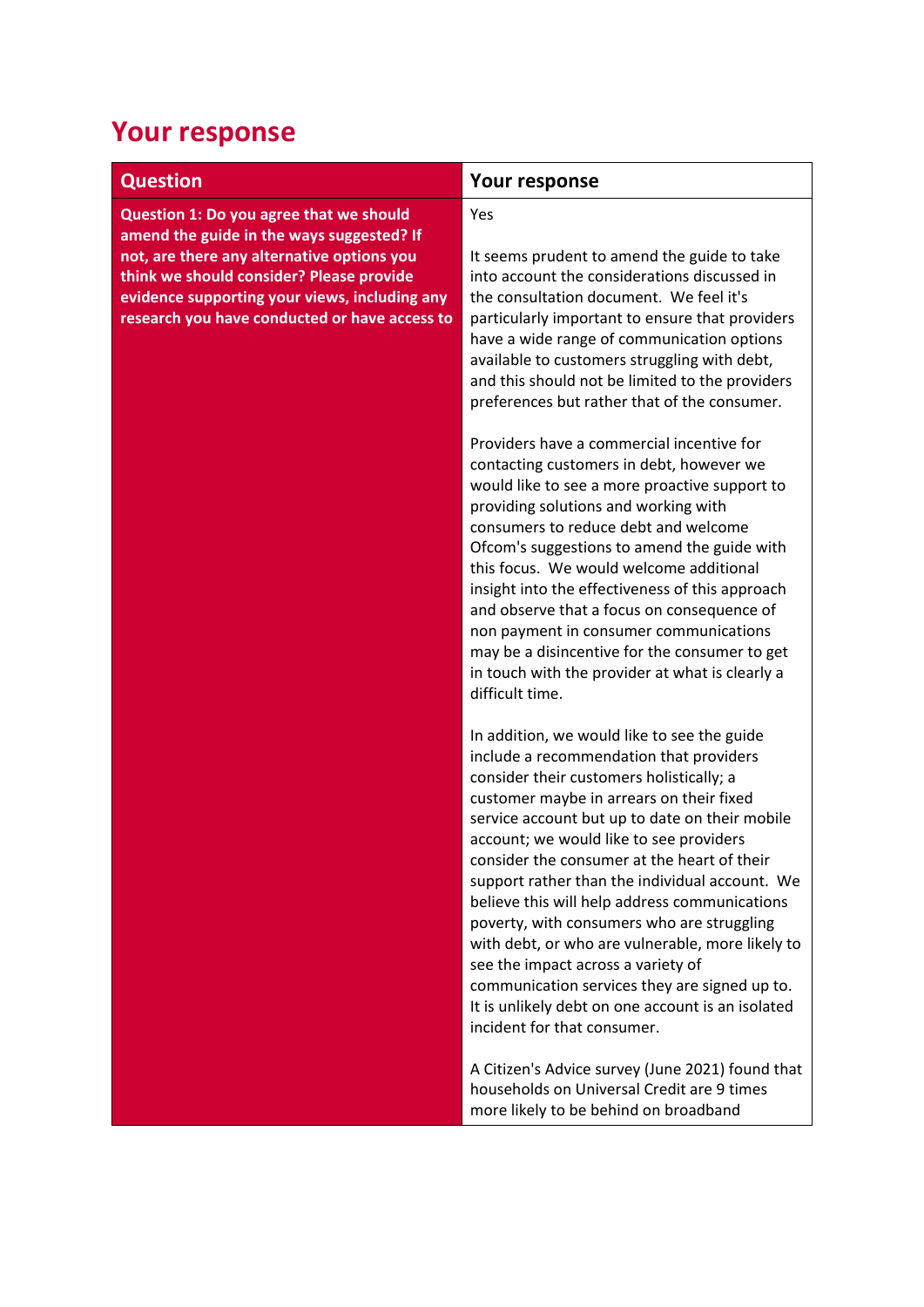# Your response

| Question | Your response |
|---|---|
| **Question 1: Do you agree that we should amend the guide in the ways suggested? If not, are there any alternative options you think we should consider? Please provide evidence supporting your views, including any research you have conducted or have access to** | Yes<br><br>It seems prudent to amend the guide to take into account the considerations discussed in the consultation document. We feel it's particularly important to ensure that providers have a wide range of communication options available to customers struggling with debt, and this should not be limited to the providers preferences but rather that of the consumer.<br><br>Providers have a commercial incentive for contacting customers in debt, however we would like to see a more proactive support to providing solutions and working with consumers to reduce debt and welcome Ofcom's suggestions to amend the guide with this focus. We would welcome additional insight into the effectiveness of this approach and observe that a focus on consequence of non payment in consumer communications may be a disincentive for the consumer to get in touch with the provider at what is clearly a difficult time.<br><br>In addition, we would like to see the guide include a recommendation that providers consider their customers holistically; a customer maybe in arrears on their fixed service account but up to date on their mobile account; we would like to see providers consider the consumer at the heart of their support rather than the individual account. We believe this will help address communications poverty, with consumers who are struggling with debt, or who are vulnerable, more likely to see the impact across a variety of communication services they are signed up to. It is unlikely debt on one account is an isolated incident for that consumer.<br><br>A Citizen's Advice survey (June 2021) found that households on Universal Credit are 9 times more likely to be behind on broadband |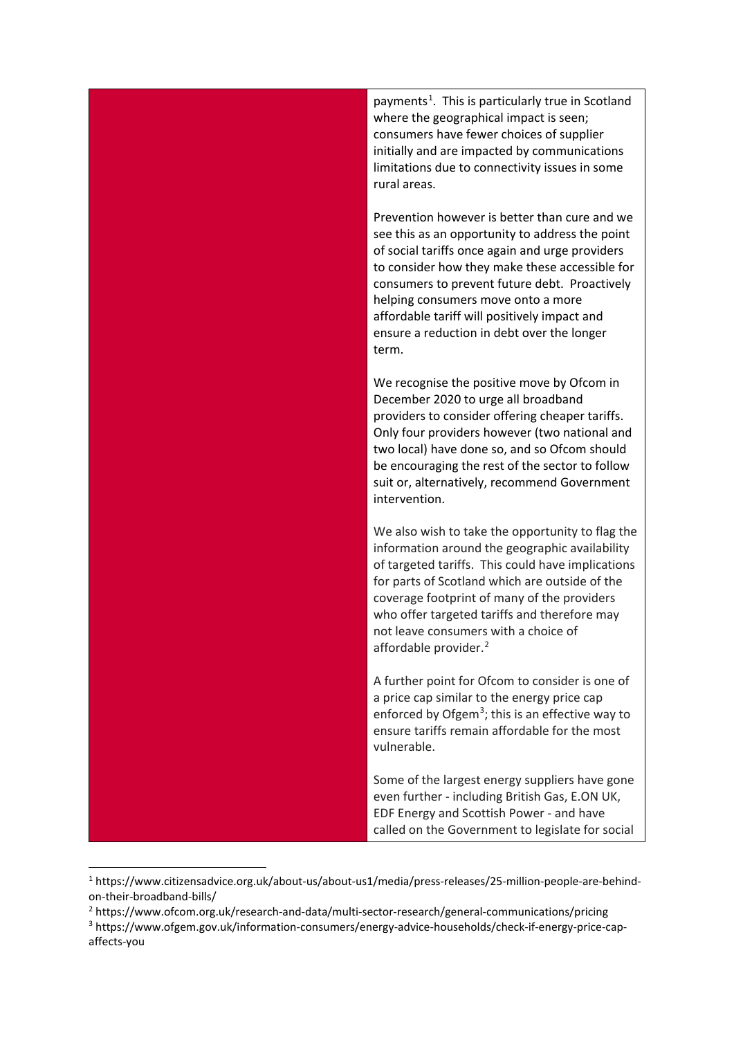payments[1]. This is particularly true in Scotland where the geographical impact is seen; consumers have fewer choices of supplier initially and are impacted by communications limitations due to connectivity issues in some rural areas.

Prevention however is better than cure and we see this as an opportunity to address the point of social tariffs once again and urge providers to consider how they make these accessible for consumers to prevent future debt. Proactively helping consumers move onto a more affordable tariff will positively impact and ensure a reduction in debt over the longer term.

We recognise the positive move by Ofcom in December 2020 to urge all broadband providers to consider offering cheaper tariffs. Only four providers however (two national and two local) have done so, and so Ofcom should be encouraging the rest of the sector to follow suit or, alternatively, recommend Government intervention.

We also wish to take the opportunity to flag the information around the geographic availability of targeted tariffs. This could have implications for parts of Scotland which are outside of the coverage footprint of many of the providers who offer targeted tariffs and therefore may not leave consumers with a choice of affordable provider.[2]

A further point for Ofcom to consider is one of a price cap similar to the energy price cap enforced by Ofgem[3]; this is an effective way to ensure tariffs remain affordable for the most vulnerable.

Some of the largest energy suppliers have gone even further - including British Gas, E.ON UK, EDF Energy and Scottish Power - and have called on the Government to legislate for social

---

[1] https://www.citizensadvice.org.uk/about-us/about-us1/media/press-releases/25-million-people-are-behind-on-their-broadband-bills/

[2] https://www.ofcom.org.uk/research-and-data/multi-sector-research/general-communications/pricing

[3] https://www.ofgem.gov.uk/information-consumers/energy-advice-households/check-if-energy-price-cap-affects-you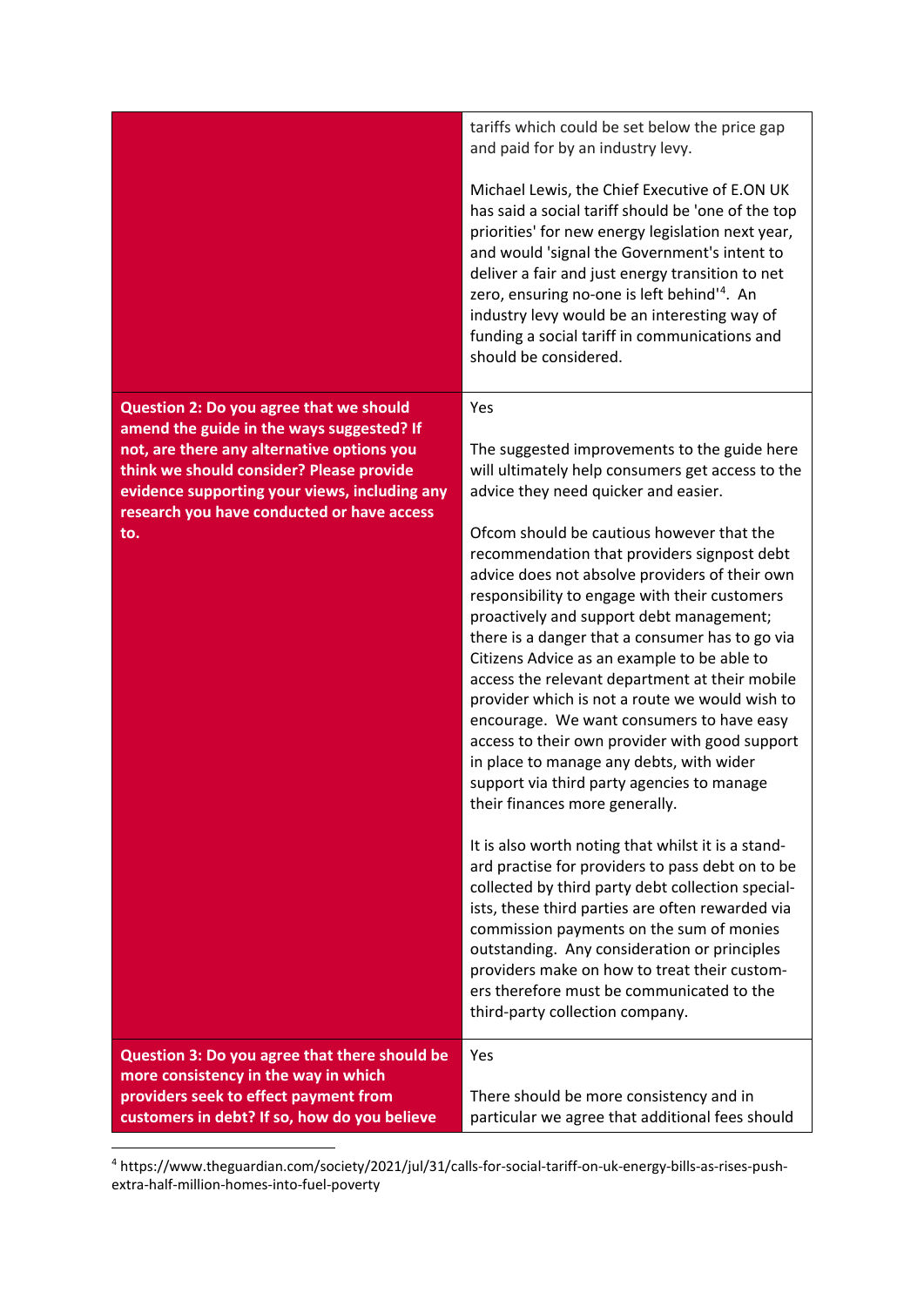| | |
|---|---|
| | tariffs which could be set below the price gap and paid for by an industry levy.<br><br>Michael Lewis, the Chief Executive of E.ON UK has said a social tariff should be 'one of the top priorities' for new energy legislation next year, and would 'signal the Government's intent to deliver a fair and just energy transition to net zero, ensuring no-one is left behind'[4]. An industry levy would be an interesting way of funding a social tariff in communications and should be considered. |
| **Question 2: Do you agree that we should amend the guide in the ways suggested? If not, are there any alternative options you think we should consider? Please provide evidence supporting your views, including any research you have conducted or have access to.** | Yes<br><br>The suggested improvements to the guide here will ultimately help consumers get access to the advice they need quicker and easier.<br><br>Ofcom should be cautious however that the recommendation that providers signpost debt advice does not absolve providers of their own responsibility to engage with their customers proactively and support debt management; there is a danger that a consumer has to go via Citizens Advice as an example to be able to access the relevant department at their mobile provider which is not a route we would wish to encourage. We want consumers to have easy access to their own provider with good support in place to manage any debts, with wider support via third party agencies to manage their finances more generally.<br><br>It is also worth noting that whilst it is a standard practise for providers to pass debt on to be collected by third party debt collection specialists, these third parties are often rewarded via commission payments on the sum of monies outstanding. Any consideration or principles providers make on how to treat their customers therefore must be communicated to the third-party collection company. |
| **Question 3: Do you agree that there should be more consistency in the way in which providers seek to effect payment from customers in debt? If so, how do you believe** | Yes<br><br>There should be more consistency and in particular we agree that additional fees should |

[4] https://www.theguardian.com/society/2021/jul/31/calls-for-social-tariff-on-uk-energy-bills-as-rises-push-extra-half-million-homes-into-fuel-poverty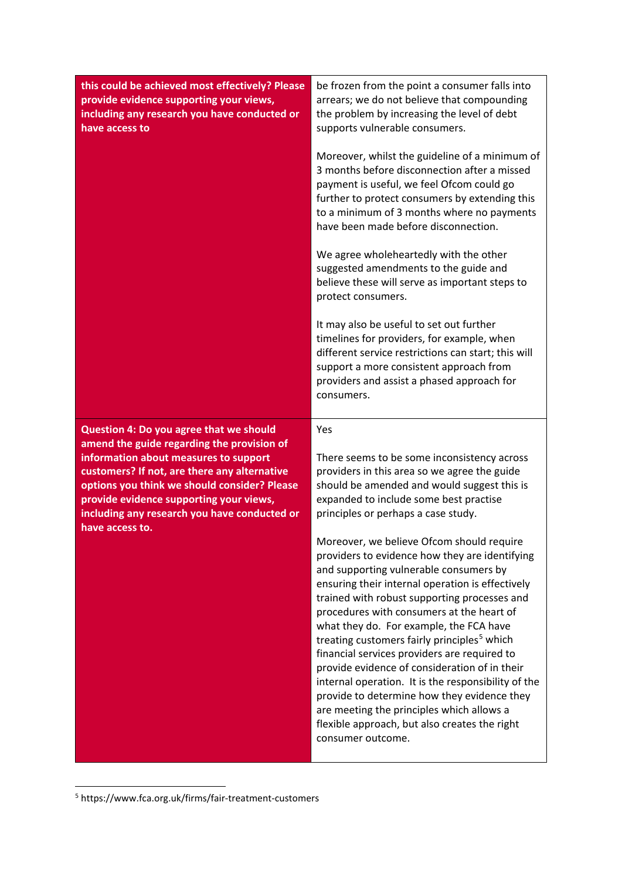| | |
|---|---|
| **this could be achieved most effectively? Please provide evidence supporting your views, including any research you have conducted or have access to** | be frozen from the point a consumer falls into arrears; we do not believe that compounding the problem by increasing the level of debt supports vulnerable consumers.<br><br>Moreover, whilst the guideline of a minimum of 3 months before disconnection after a missed payment is useful, we feel Ofcom could go further to protect consumers by extending this to a minimum of 3 months where no payments have been made before disconnection.<br><br>We agree wholeheartedly with the other suggested amendments to the guide and believe these will serve as important steps to protect consumers.<br><br>It may also be useful to set out further timelines for providers, for example, when different service restrictions can start; this will support a more consistent approach from providers and assist a phased approach for consumers. |
| **Question 4: Do you agree that we should amend the guide regarding the provision of information about measures to support customers? If not, are there any alternative options you think we should consider? Please provide evidence supporting your views, including any research you have conducted or have access to.** | Yes<br><br>There seems to be some inconsistency across providers in this area so we agree the guide should be amended and would suggest this is expanded to include some best practise principles or perhaps a case study.<br><br>Moreover, we believe Ofcom should require providers to evidence how they are identifying and supporting vulnerable consumers by ensuring their internal operation is effectively trained with robust supporting processes and procedures with consumers at the heart of what they do. For example, the FCA have treating customers fairly principles[5] which financial services providers are required to provide evidence of consideration of in their internal operation. It is the responsibility of the provide to determine how they evidence they are meeting the principles which allows a flexible approach, but also creates the right consumer outcome. |

[5] https://www.fca.org.uk/firms/fair-treatment-customers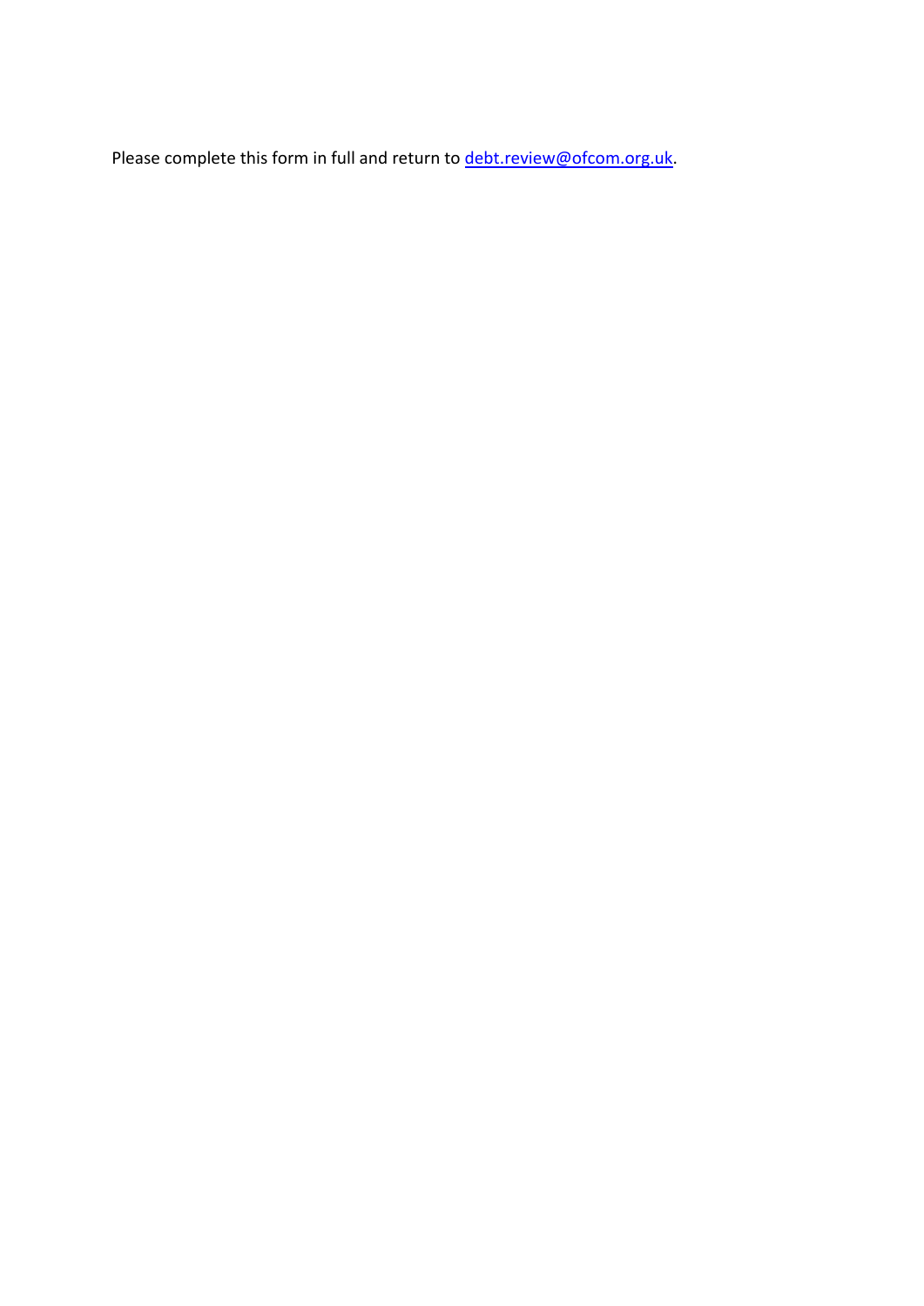Please complete this form in full and return to [debt.review@ofcom.org.uk](mailto:debt.review@ofcom.org.uk).